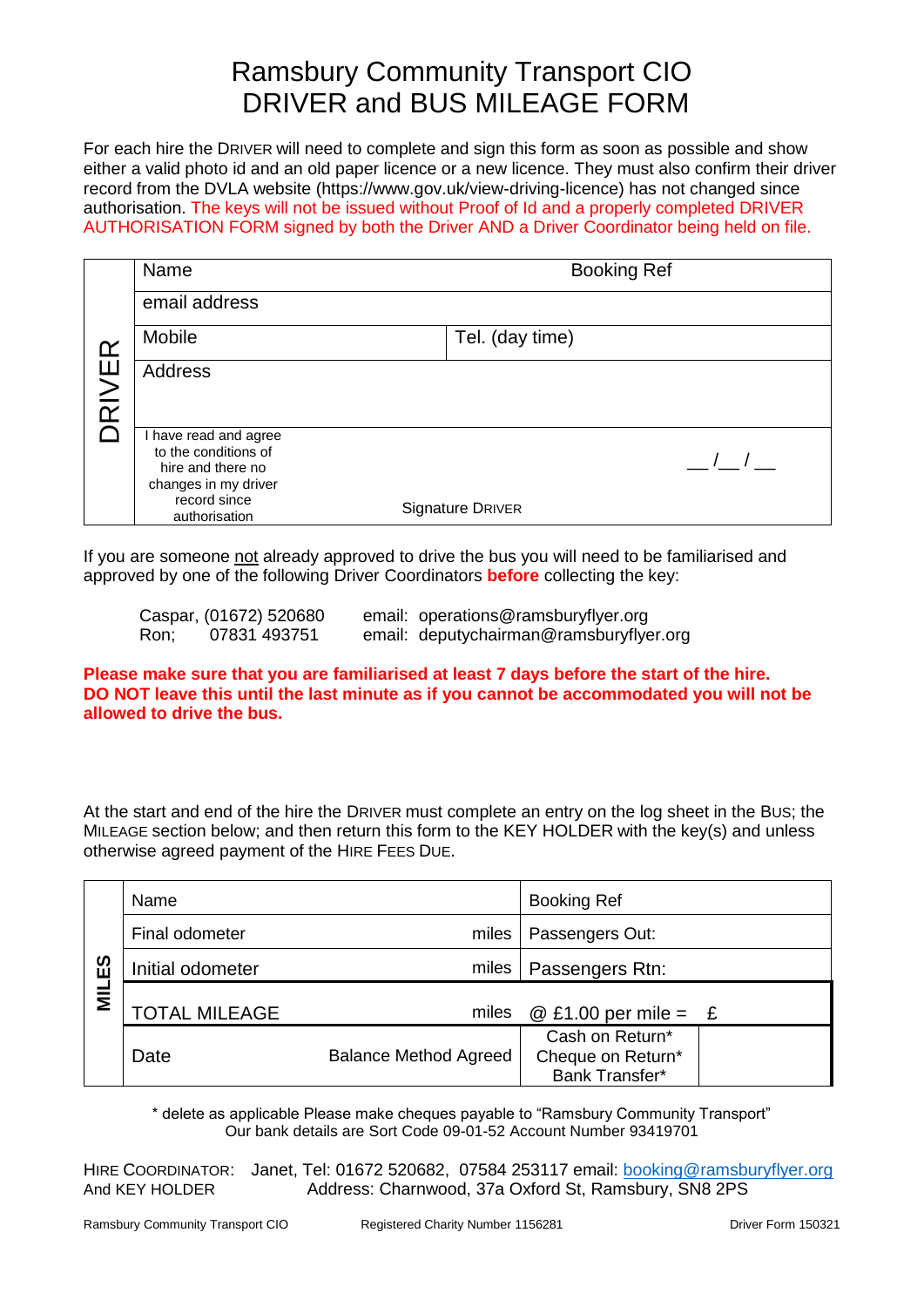# Ramsbury Community Transport CIO
# DRIVER and BUS MILEAGE FORM

For each hire the DRIVER will need to complete and sign this form as soon as possible and show either a valid photo id and an old paper licence or a new licence. They must also confirm their driver record from the DVLA website (https://www.gov.uk/view-driving-licence) has not changed since authorisation. **The keys will not be issued without Proof of Id and a properly completed DRIVER AUTHORISATION FORM signed by both the Driver AND a Driver Coordinator being held on file.**

| DRIVER | | |
|---|---|---|
| | Name | Booking Ref |
| | email address | |
| | Mobile | Tel. (day time) |
| | Address | |
| | I have read and agree to the conditions of hire and there no changes in my driver record since authorisation | Signature DRIVER __/__/__ |

If you are someone not already approved to drive the bus you will need to be familiarised and approved by one of the following Driver Coordinators **before** collecting the key:

Caspar, (01672) 520680 email: operations@ramsburyflyer.org
Ron; 07831 493751 email: deputychairman@ramsburyflyer.org

**Please make sure that you are familiarised at least 7 days before the start of the hire. DO NOT leave this until the last minute as if you cannot be accommodated you will not be allowed to drive the bus.**

At the start and end of the hire the DRIVER must complete an entry on the log sheet in the BUS; the MILEAGE section below; and then return this form to the KEY HOLDER with the key(s) and unless otherwise agreed payment of the HIRE FEES DUE.

| MILES | | | | |
|---|---|---|---|---|
| | Name | | Booking Ref | |
| | Final odometer | miles | Passengers Out: | |
| | Initial odometer | miles | Passengers Rtn: | |
| | TOTAL MILEAGE | miles | @ £1.00 per mile = £ | |
| | Date | Balance Method Agreed | Cash on Return*<br>Cheque on Return*<br>Bank Transfer* | |

* delete as applicable Please make cheques payable to "Ramsbury Community Transport"
Our bank details are Sort Code 09-01-52 Account Number 93419701

HIRE COORDINATOR: Janet, Tel: 01672 520682, 07584 253117 email: booking@ramsburyflyer.org
And KEY HOLDER Address: Charnwood, 37a Oxford St, Ramsbury, SN8 2PS

Ramsbury Community Transport CIO Registered Charity Number 1156281 Driver Form 150321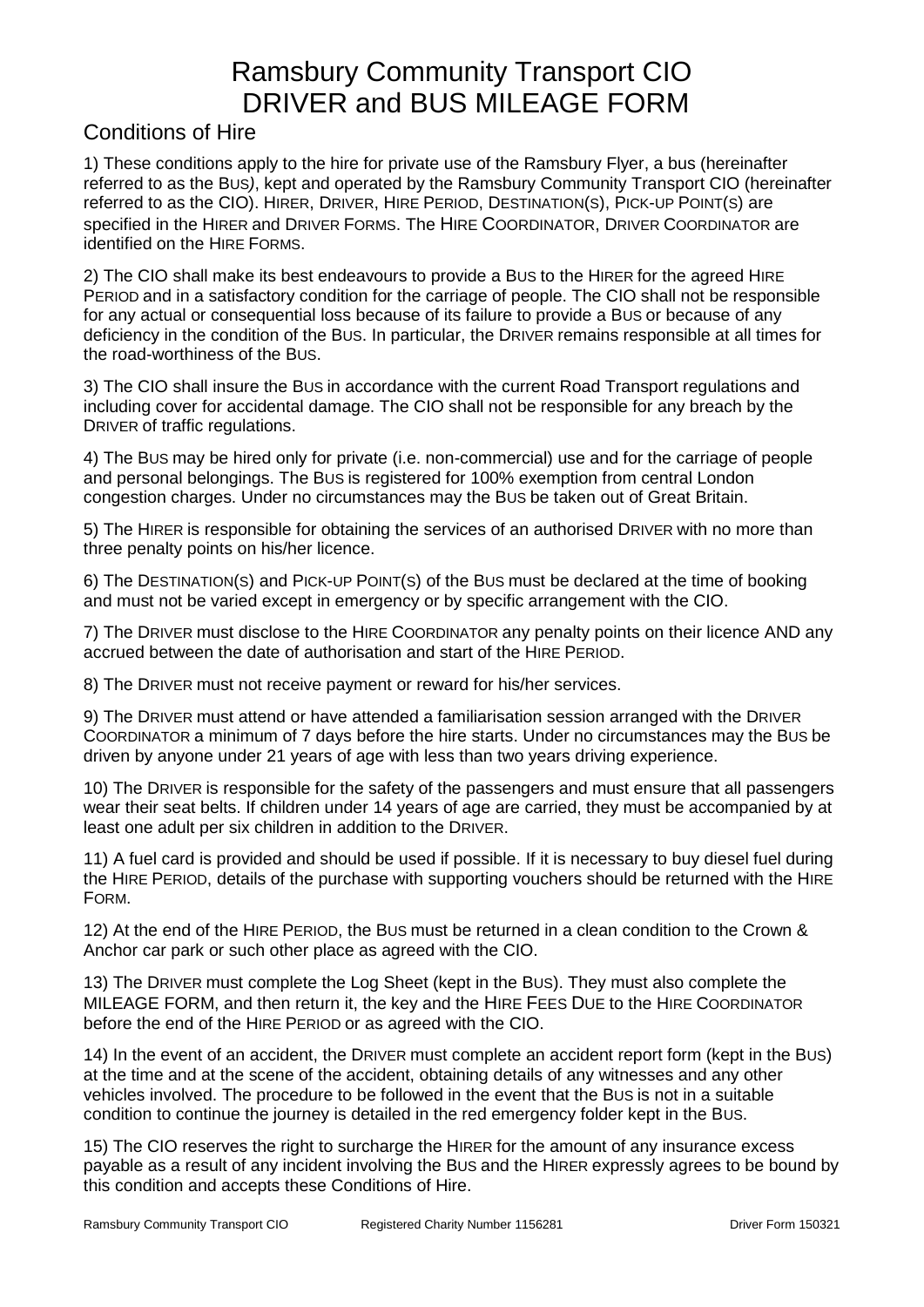# Ramsbury Community Transport CIO
# DRIVER and BUS MILEAGE FORM

## Conditions of Hire

1) These conditions apply to the hire for private use of the Ramsbury Flyer, a bus (hereinafter referred to as the BUS), kept and operated by the Ramsbury Community Transport CIO (hereinafter referred to as the CIO). HIRER, DRIVER, HIRE PERIOD, DESTINATION(S), PICK-UP POINT(S) are specified in the HIRER and DRIVER FORMS. The HIRE COORDINATOR, DRIVER COORDINATOR are identified on the HIRE FORMS.

2) The CIO shall make its best endeavours to provide a BUS to the HIRER for the agreed HIRE PERIOD and in a satisfactory condition for the carriage of people. The CIO shall not be responsible for any actual or consequential loss because of its failure to provide a BUS or because of any deficiency in the condition of the BUS. In particular, the DRIVER remains responsible at all times for the road-worthiness of the BUS.

3) The CIO shall insure the BUS in accordance with the current Road Transport regulations and including cover for accidental damage. The CIO shall not be responsible for any breach by the DRIVER of traffic regulations.

4) The BUS may be hired only for private (i.e. non-commercial) use and for the carriage of people and personal belongings. The BUS is registered for 100% exemption from central London congestion charges. Under no circumstances may the BUS be taken out of Great Britain.

5) The HIRER is responsible for obtaining the services of an authorised DRIVER with no more than three penalty points on his/her licence.

6) The DESTINATION(S) and PICK-UP POINT(S) of the BUS must be declared at the time of booking and must not be varied except in emergency or by specific arrangement with the CIO.

7) The DRIVER must disclose to the HIRE COORDINATOR any penalty points on their licence AND any accrued between the date of authorisation and start of the HIRE PERIOD.

8) The DRIVER must not receive payment or reward for his/her services.

9) The DRIVER must attend or have attended a familiarisation session arranged with the DRIVER COORDINATOR a minimum of 7 days before the hire starts. Under no circumstances may the BUS be driven by anyone under 21 years of age with less than two years driving experience.

10) The DRIVER is responsible for the safety of the passengers and must ensure that all passengers wear their seat belts. If children under 14 years of age are carried, they must be accompanied by at least one adult per six children in addition to the DRIVER.

11) A fuel card is provided and should be used if possible. If it is necessary to buy diesel fuel during the HIRE PERIOD, details of the purchase with supporting vouchers should be returned with the HIRE FORM.

12) At the end of the HIRE PERIOD, the BUS must be returned in a clean condition to the Crown & Anchor car park or such other place as agreed with the CIO.

13) The DRIVER must complete the Log Sheet (kept in the BUS). They must also complete the MILEAGE FORM, and then return it, the key and the HIRE FEES DUE to the HIRE COORDINATOR before the end of the HIRE PERIOD or as agreed with the CIO.

14) In the event of an accident, the DRIVER must complete an accident report form (kept in the BUS) at the time and at the scene of the accident, obtaining details of any witnesses and any other vehicles involved. The procedure to be followed in the event that the BUS is not in a suitable condition to continue the journey is detailed in the red emergency folder kept in the BUS.

15) The CIO reserves the right to surcharge the HIRER for the amount of any insurance excess payable as a result of any incident involving the BUS and the HIRER expressly agrees to be bound by this condition and accepts these Conditions of Hire.

Ramsbury Community Transport CIO Registered Charity Number 1156281 Driver Form 150321